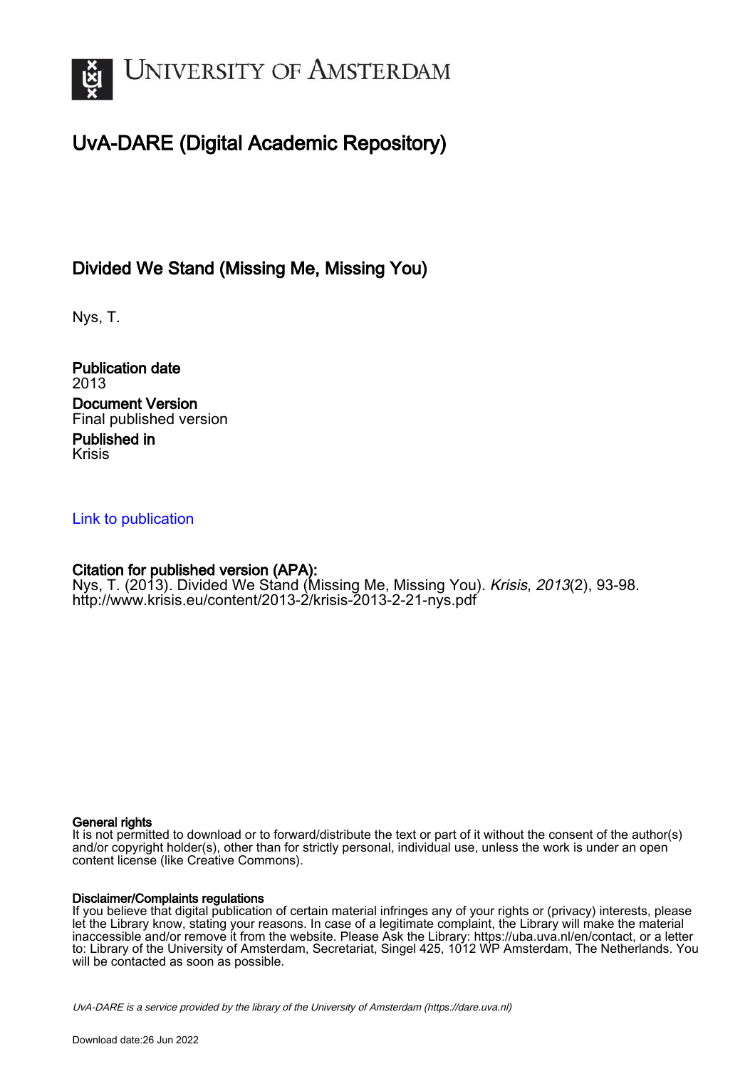# UvA-DARE (Digital Academic Repository)

## Divided We Stand (Missing Me, Missing You)

Nys, T.

**Publication date**
2013

**Document Version**
Final published version

**Published in**
Krisis

[Link to publication](#)

**Citation for published version (APA):**
Nys, T. (2013). Divided We Stand (Missing Me, Missing You). *Krisis*, *2013*(2), 93-98. http://www.krisis.eu/content/2013-2/krisis-2013-2-21-nys.pdf

**General rights**
It is not permitted to download or to forward/distribute the text or part of it without the consent of the author(s) and/or copyright holder(s), other than for strictly personal, individual use, unless the work is under an open content license (like Creative Commons).

**Disclaimer/Complaints regulations**
If you believe that digital publication of certain material infringes any of your rights or (privacy) interests, please let the Library know, stating your reasons. In case of a legitimate complaint, the Library will make the material inaccessible and/or remove it from the website. Please Ask the Library: https://uba.uva.nl/en/contact, or a letter to: Library of the University of Amsterdam, Secretariat, Singel 425, 1012 WP Amsterdam, The Netherlands. You will be contacted as soon as possible.

*UvA-DARE is a service provided by the library of the University of Amsterdam (https://dare.uva.nl)*

Download date:26 Jun 2022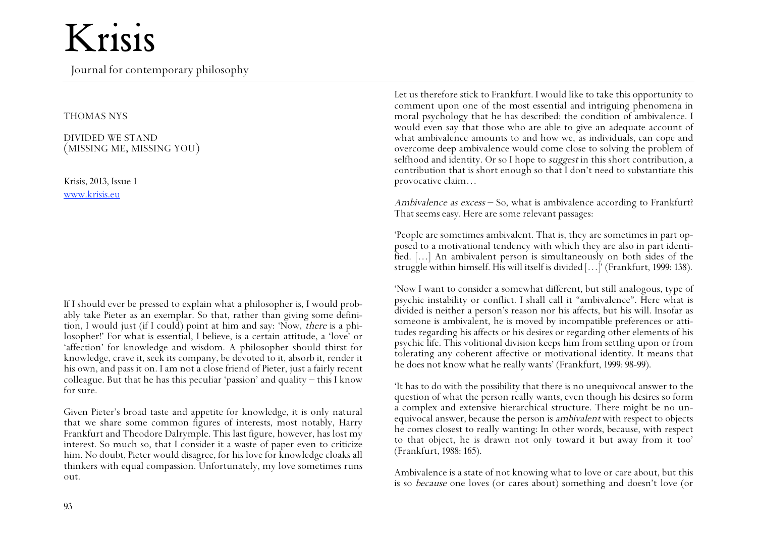# Krisis

Journal for contemporary philosophy

THOMAS NYS

DIVIDED WE STAND
(MISSING ME, MISSING YOU)

Krisis, 2013, Issue 1
www.krisis.eu

If I should ever be pressed to explain what a philosopher is, I would probably take Pieter as an exemplar. So that, rather than giving some definition, I would just (if I could) point at him and say: 'Now, *there* is a philosopher!' For what is essential, I believe, is a certain attitude, a 'love' or 'affection' for knowledge and wisdom. A philosopher should thirst for knowledge, crave it, seek its company, be devoted to it, absorb it, render it his own, and pass it on. I am not a close friend of Pieter, just a fairly recent colleague. But that he has this peculiar 'passion' and quality – this I know for sure.

Given Pieter's broad taste and appetite for knowledge, it is only natural that we share some common figures of interests, most notably, Harry Frankfurt and Theodore Dalrymple. This last figure, however, has lost my interest. So much so, that I consider it a waste of paper even to criticize him. No doubt, Pieter would disagree, for his love for knowledge cloaks all thinkers with equal compassion. Unfortunately, my love sometimes runs out.

Let us therefore stick to Frankfurt. I would like to take this opportunity to comment upon one of the most essential and intriguing phenomena in moral psychology that he has described: the condition of ambivalence. I would even say that those who are able to give an adequate account of what ambivalence amounts to and how we, as individuals, can cope and overcome deep ambivalence would come close to solving the problem of selfhood and identity. Or so I hope to *suggest* in this short contribution, a contribution that is short enough so that I don't need to substantiate this provocative claim…

*Ambivalence as excess* – So, what is ambivalence according to Frankfurt? That seems easy. Here are some relevant passages:

'People are sometimes ambivalent. That is, they are sometimes in part opposed to a motivational tendency with which they are also in part identified. […] An ambivalent person is simultaneously on both sides of the struggle within himself. His will itself is divided […]' (Frankfurt, 1999: 138).

'Now I want to consider a somewhat different, but still analogous, type of psychic instability or conflict. I shall call it "ambivalence". Here what is divided is neither a person's reason nor his affects, but his will. Insofar as someone is ambivalent, he is moved by incompatible preferences or attitudes regarding his affects or his desires or regarding other elements of his psychic life. This volitional division keeps him from settling upon or from tolerating any coherent affective or motivational identity. It means that he does not know what he really wants' (Frankfurt, 1999: 98-99).

'It has to do with the possibility that there is no unequivocal answer to the question of what the person really wants, even though his desires so form a complex and extensive hierarchical structure. There might be no unequivocal answer, because the person is *ambivalent* with respect to objects he comes closest to really wanting: In other words, because, with respect to that object, he is drawn not only toward it but away from it too' (Frankfurt, 1988: 165).

Ambivalence is a state of not knowing what to love or care about, but this is so *because* one loves (or cares about) something and doesn't love (or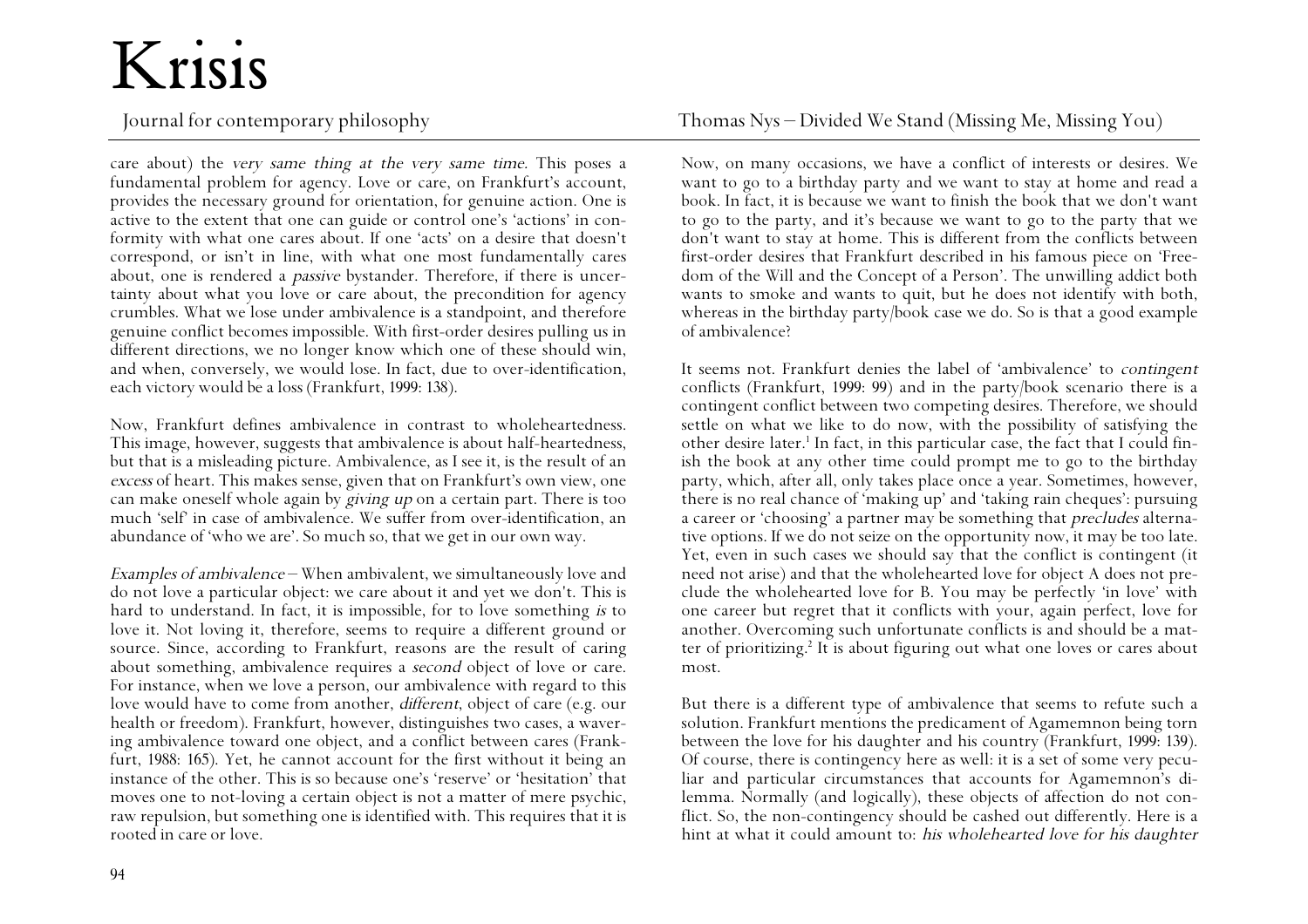care about) the *very same thing at the very same time*. This poses a fundamental problem for agency. Love or care, on Frankfurt's account, provides the necessary ground for orientation, for genuine action. One is active to the extent that one can guide or control one's 'actions' in conformity with what one cares about. If one 'acts' on a desire that doesn't correspond, or isn't in line, with what one most fundamentally cares about, one is rendered a *passive* bystander. Therefore, if there is uncertainty about what you love or care about, the precondition for agency crumbles. What we lose under ambivalence is a standpoint, and therefore genuine conflict becomes impossible. With first-order desires pulling us in different directions, we no longer know which one of these should win, and when, conversely, we would lose. In fact, due to over-identification, each victory would be a loss (Frankfurt, 1999: 138).

Now, Frankfurt defines ambivalence in contrast to wholeheartedness. This image, however, suggests that ambivalence is about half-heartedness, but that is a misleading picture. Ambivalence, as I see it, is the result of an *excess* of heart. This makes sense, given that on Frankfurt's own view, one can make oneself whole again by *giving up* on a certain part. There is too much 'self' in case of ambivalence. We suffer from over-identification, an abundance of 'who we are'. So much so, that we get in our own way.

*Examples of ambivalence* – When ambivalent, we simultaneously love and do not love a particular object: we care about it and yet we don't. This is hard to understand. In fact, it is impossible, for to love something *is* to love it. Not loving it, therefore, seems to require a different ground or source. Since, according to Frankfurt, reasons are the result of caring about something, ambivalence requires a *second* object of love or care. For instance, when we love a person, our ambivalence with regard to this love would have to come from another, *different*, object of care (e.g. our health or freedom). Frankfurt, however, distinguishes two cases, a wavering ambivalence toward one object, and a conflict between cares (Frankfurt, 1988: 165). Yet, he cannot account for the first without it being an instance of the other. This is so because one's 'reserve' or 'hesitation' that moves one to not-loving a certain object is not a matter of mere psychic, raw repulsion, but something one is identified with. This requires that it is rooted in care or love.

Now, on many occasions, we have a conflict of interests or desires. We want to go to a birthday party and we want to stay at home and read a book. In fact, it is because we want to finish the book that we don't want to go to the party, and it's because we want to go to the party that we don't want to stay at home. This is different from the conflicts between first-order desires that Frankfurt described in his famous piece on 'Freedom of the Will and the Concept of a Person'. The unwilling addict both wants to smoke and wants to quit, but he does not identify with both, whereas in the birthday party/book case we do. So is that a good example of ambivalence?

It seems not. Frankfurt denies the label of 'ambivalence' to *contingent* conflicts (Frankfurt, 1999: 99) and in the party/book scenario there is a contingent conflict between two competing desires. Therefore, we should settle on what we like to do now, with the possibility of satisfying the other desire later.[1] In fact, in this particular case, the fact that I could finish the book at any other time could prompt me to go to the birthday party, which, after all, only takes place once a year. Sometimes, however, there is no real chance of 'making up' and 'taking rain cheques': pursuing a career or 'choosing' a partner may be something that *precludes* alternative options. If we do not seize on the opportunity now, it may be too late. Yet, even in such cases we should say that the conflict is contingent (it need not arise) and that the wholehearted love for object A does not preclude the wholehearted love for B. You may be perfectly 'in love' with one career but regret that it conflicts with your, again perfect, love for another. Overcoming such unfortunate conflicts is and should be a matter of prioritizing.[2] It is about figuring out what one loves or cares about most.

But there is a different type of ambivalence that seems to refute such a solution. Frankfurt mentions the predicament of Agamemnon being torn between the love for his daughter and his country (Frankfurt, 1999: 139). Of course, there is contingency here as well: it is a set of some very peculiar and particular circumstances that accounts for Agamemnon's dilemma. Normally (and logically), these objects of affection do not conflict. So, the non-contingency should be cashed out differently. Here is a hint at what it could amount to: *his wholehearted love for his daughter*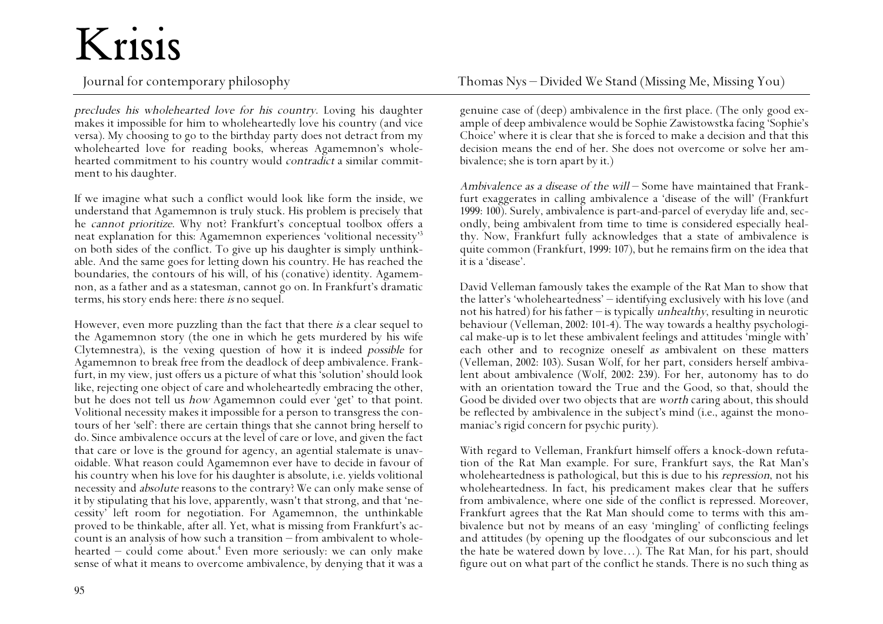*precludes his wholehearted love for his country*. Loving his daughter makes it impossible for him to wholeheartedly love his country (and vice versa). My choosing to go to the birthday party does not detract from my wholehearted love for reading books, whereas Agamemnon's wholehearted commitment to his country would *contradict* a similar commitment to his daughter.

If we imagine what such a conflict would look like form the inside, we understand that Agamemnon is truly stuck. His problem is precisely that he *cannot prioritize*. Why not? Frankfurt's conceptual toolbox offers a neat explanation for this: Agamemnon experiences 'volitional necessity'[3] on both sides of the conflict. To give up his daughter is simply unthinkable. And the same goes for letting down his country. He has reached the boundaries, the contours of his will, of his (conative) identity. Agamemnon, as a father and as a statesman, cannot go on. In Frankfurt's dramatic terms, his story ends here: there *is* no sequel.

However, even more puzzling than the fact that there *is* a clear sequel to the Agamemnon story (the one in which he gets murdered by his wife Clytemnestra), is the vexing question of how it is indeed *possible* for Agamemnon to break free from the deadlock of deep ambivalence. Frankfurt, in my view, just offers us a picture of what this 'solution' should look like, rejecting one object of care and wholeheartedly embracing the other, but he does not tell us *how* Agamemnon could ever 'get' to that point. Volitional necessity makes it impossible for a person to transgress the contours of her 'self': there are certain things that she cannot bring herself to do. Since ambivalence occurs at the level of care or love, and given the fact that care or love is the ground for agency, an agential stalemate is unavoidable. What reason could Agamemnon ever have to decide in favour of his country when his love for his daughter is absolute, i.e. yields volitional necessity and *absolute* reasons to the contrary? We can only make sense of it by stipulating that his love, apparently, wasn't that strong, and that 'necessity' left room for negotiation. For Agamemnon, the unthinkable proved to be thinkable, after all. Yet, what is missing from Frankfurt's account is an analysis of how such a transition – from ambivalent to wholehearted – could come about.[4] Even more seriously: we can only make sense of what it means to overcome ambivalence, by denying that it was a genuine case of (deep) ambivalence in the first place. (The only good example of deep ambivalence would be Sophie Zawistowstka facing 'Sophie's Choice' where it is clear that she is forced to make a decision and that this decision means the end of her. She does not overcome or solve her ambivalence; she is torn apart by it.)

*Ambivalence as a disease of the will* – Some have maintained that Frankfurt exaggerates in calling ambivalence a 'disease of the will' (Frankfurt 1999: 100). Surely, ambivalence is part-and-parcel of everyday life and, secondly, being ambivalent from time to time is considered especially healthy. Now, Frankfurt fully acknowledges that a state of ambivalence is quite common (Frankfurt, 1999: 107), but he remains firm on the idea that it is a 'disease'.

David Velleman famously takes the example of the Rat Man to show that the latter's 'wholeheartedness' – identifying exclusively with his love (and not his hatred) for his father – is typically *unhealthy*, resulting in neurotic behaviour (Velleman, 2002: 101-4). The way towards a healthy psychological make-up is to let these ambivalent feelings and attitudes 'mingle with' each other and to recognize oneself *as* ambivalent on these matters (Velleman, 2002: 103). Susan Wolf, for her part, considers herself ambivalent about ambivalence (Wolf, 2002: 239). For her, autonomy has to do with an orientation toward the True and the Good, so that, should the Good be divided over two objects that are *worth* caring about, this should be reflected by ambivalence in the subject's mind (i.e., against the monomaniac's rigid concern for psychic purity).

With regard to Velleman, Frankfurt himself offers a knock-down refutation of the Rat Man example. For sure, Frankfurt says, the Rat Man's wholeheartedness is pathological, but this is due to his *repression*, not his wholeheartedness. In fact, his predicament makes clear that he suffers from ambivalence, where one side of the conflict is repressed. Moreover, Frankfurt agrees that the Rat Man should come to terms with this ambivalence but not by means of an easy 'mingling' of conflicting feelings and attitudes (by opening up the floodgates of our subconscious and let the hate be watered down by love…). The Rat Man, for his part, should figure out on what part of the conflict he stands. There is no such thing as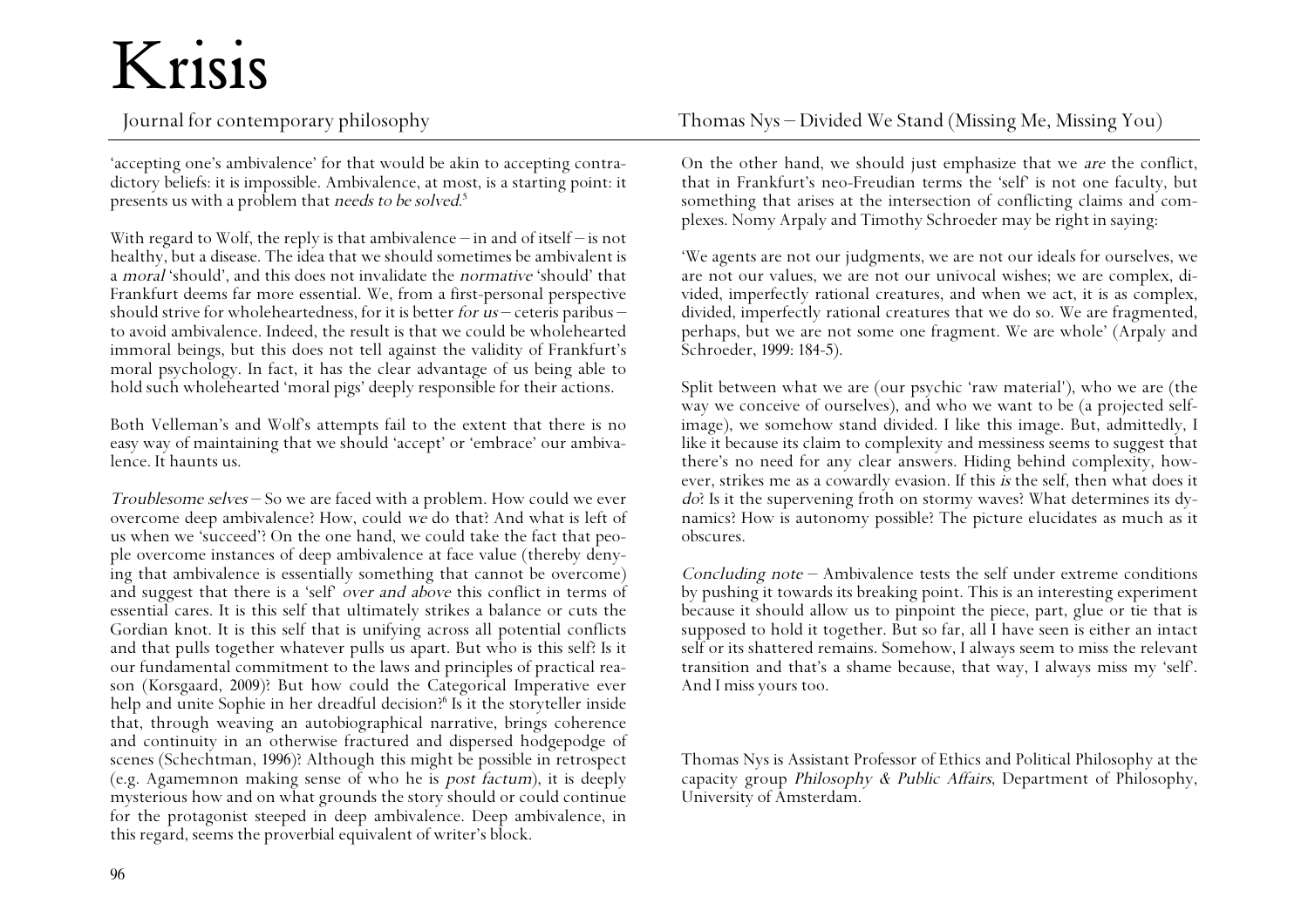'accepting one's ambivalence' for that would be akin to accepting contradictory beliefs: it is impossible. Ambivalence, at most, is a starting point: it presents us with a problem that *needs to be solved*.[5]

With regard to Wolf, the reply is that ambivalence – in and of itself – is not healthy, but a disease. The idea that we should sometimes be ambivalent is a *moral* 'should', and this does not invalidate the *normative* 'should' that Frankfurt deems far more essential. We, from a first-personal perspective should strive for wholeheartedness, for it is better *for us* – ceteris paribus – to avoid ambivalence. Indeed, the result is that we could be wholehearted immoral beings, but this does not tell against the validity of Frankfurt's moral psychology. In fact, it has the clear advantage of us being able to hold such wholehearted 'moral pigs' deeply responsible for their actions.

Both Velleman's and Wolf's attempts fail to the extent that there is no easy way of maintaining that we should 'accept' or 'embrace' our ambivalence. It haunts us.

*Troublesome selves* – So we are faced with a problem. How could we ever overcome deep ambivalence? How, could *we* do that? And what is left of us when we 'succeed'? On the one hand, we could take the fact that people overcome instances of deep ambivalence at face value (thereby denying that ambivalence is essentially something that cannot be overcome) and suggest that there is a 'self' *over and above* this conflict in terms of essential cares. It is this self that ultimately strikes a balance or cuts the Gordian knot. It is this self that is unifying across all potential conflicts and that pulls together whatever pulls us apart. But who is this self? Is it our fundamental commitment to the laws and principles of practical reason (Korsgaard, 2009)? But how could the Categorical Imperative ever help and unite Sophie in her dreadful decision?[6] Is it the storyteller inside that, through weaving an autobiographical narrative, brings coherence and continuity in an otherwise fractured and dispersed hodgepodge of scenes (Schechtman, 1996)? Although this might be possible in retrospect (e.g. Agamemnon making sense of who he is *post factum*), it is deeply mysterious how and on what grounds the story should or could continue for the protagonist steeped in deep ambivalence. Deep ambivalence, in this regard, seems the proverbial equivalent of writer's block.

On the other hand, we should just emphasize that we *are* the conflict, that in Frankfurt's neo-Freudian terms the 'self' is not one faculty, but something that arises at the intersection of conflicting claims and complexes. Nomy Arpaly and Timothy Schroeder may be right in saying:

'We agents are not our judgments, we are not our ideals for ourselves, we are not our values, we are not our univocal wishes; we are complex, divided, imperfectly rational creatures, and when we act, it is as complex, divided, imperfectly rational creatures that we do so. We are fragmented, perhaps, but we are not some one fragment. We are whole' (Arpaly and Schroeder, 1999: 184-5).

Split between what we are (our psychic 'raw material'), who we are (the way we conceive of ourselves), and who we want to be (a projected self-image), we somehow stand divided. I like this image. But, admittedly, I like it because its claim to complexity and messiness seems to suggest that there's no need for any clear answers. Hiding behind complexity, however, strikes me as a cowardly evasion. If this *is* the self, then what does it *do*? Is it the supervening froth on stormy waves? What determines its dynamics? How is autonomy possible? The picture elucidates as much as it obscures.

*Concluding note* – Ambivalence tests the self under extreme conditions by pushing it towards its breaking point. This is an interesting experiment because it should allow us to pinpoint the piece, part, glue or tie that is supposed to hold it together. But so far, all I have seen is either an intact self or its shattered remains. Somehow, I always seem to miss the relevant transition and that's a shame because, that way, I always miss my 'self'. And I miss yours too.

Thomas Nys is Assistant Professor of Ethics and Political Philosophy at the capacity group *Philosophy & Public Affairs*, Department of Philosophy, University of Amsterdam.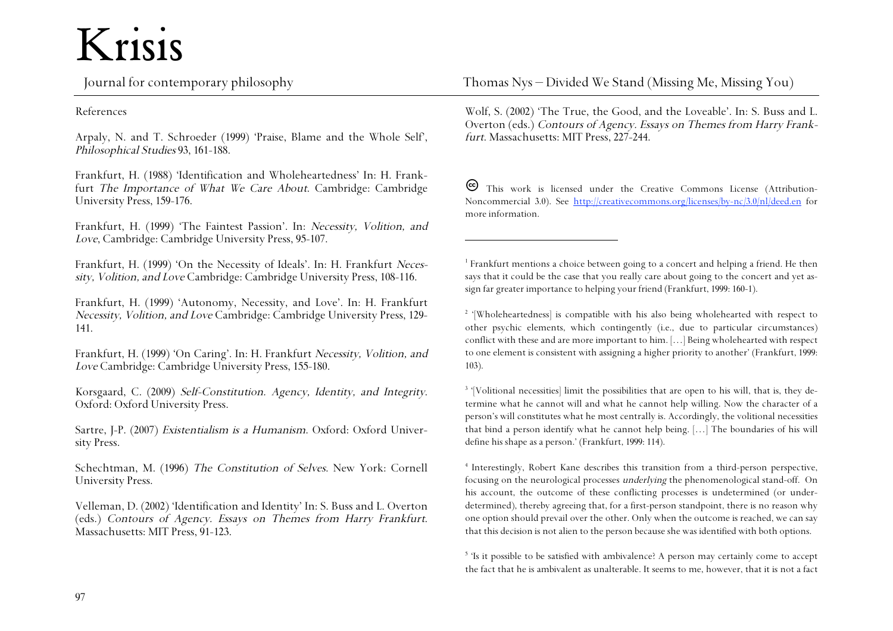References

Arpaly, N. and T. Schroeder (1999) 'Praise, Blame and the Whole Self', *Philosophical Studies* 93, 161-188.

Frankfurt, H. (1988) 'Identification and Wholeheartedness' In: H. Frankfurt *The Importance of What We Care About*. Cambridge: Cambridge University Press, 159-176.

Frankfurt, H. (1999) 'The Faintest Passion'. In: *Necessity, Volition, and Love*, Cambridge: Cambridge University Press, 95-107.

Frankfurt, H. (1999) 'On the Necessity of Ideals'. In: H. Frankfurt *Necessity, Volition, and Love* Cambridge: Cambridge University Press, 108-116.

Frankfurt, H. (1999) 'Autonomy, Necessity, and Love'. In: H. Frankfurt *Necessity, Volition, and Love* Cambridge: Cambridge University Press, 129-141.

Frankfurt, H. (1999) 'On Caring'. In: H. Frankfurt *Necessity, Volition, and Love* Cambridge: Cambridge University Press, 155-180.

Korsgaard, C. (2009) *Self-Constitution. Agency, Identity, and Integrity*. Oxford: Oxford University Press.

Sartre, J-P. (2007) *Existentialism is a Humanism*. Oxford: Oxford University Press.

Schechtman, M. (1996) *The Constitution of Selves*. New York: Cornell University Press.

Velleman, D. (2002) 'Identification and Identity' In: S. Buss and L. Overton (eds.) *Contours of Agency. Essays on Themes from Harry Frankfurt*. Massachusetts: MIT Press, 91-123.

Wolf, S. (2002) 'The True, the Good, and the Loveable'. In: S. Buss and L. Overton (eds.) *Contours of Agency. Essays on Themes from Harry Frankfurt*. Massachusetts: MIT Press, 227-244.

This work is licensed under the Creative Commons License (Attribution-Noncommercial 3.0). See http://creativecommons.org/licenses/by-nc/3.0/nl/deed.en for more information.

---

[1] Frankfurt mentions a choice between going to a concert and helping a friend. He then says that it could be the case that you really care about going to the concert and yet assign far greater importance to helping your friend (Frankfurt, 1999: 160-1).

[2] '[Wholeheartedness] is compatible with his also being wholehearted with respect to other psychic elements, which contingently (i.e., due to particular circumstances) conflict with these and are more important to him. […] Being wholehearted with respect to one element is consistent with assigning a higher priority to another' (Frankfurt, 1999: 103).

[3] '[Volitional necessities] limit the possibilities that are open to his will, that is, they determine what he cannot will and what he cannot help willing. Now the character of a person's will constitutes what he most centrally is. Accordingly, the volitional necessities that bind a person identify what he cannot help being. […] The boundaries of his will define his shape as a person.' (Frankfurt, 1999: 114).

[4] Interestingly, Robert Kane describes this transition from a third-person perspective, focusing on the neurological processes *underlying* the phenomenological stand-off. On his account, the outcome of these conflicting processes is undetermined (or underdetermined), thereby agreeing that, for a first-person standpoint, there is no reason why one option should prevail over the other. Only when the outcome is reached, we can say that this decision is not alien to the person because she was identified with both options.

[5] 'Is it possible to be satisfied with ambivalence? A person may certainly come to accept the fact that he is ambivalent as unalterable. It seems to me, however, that it is not a fact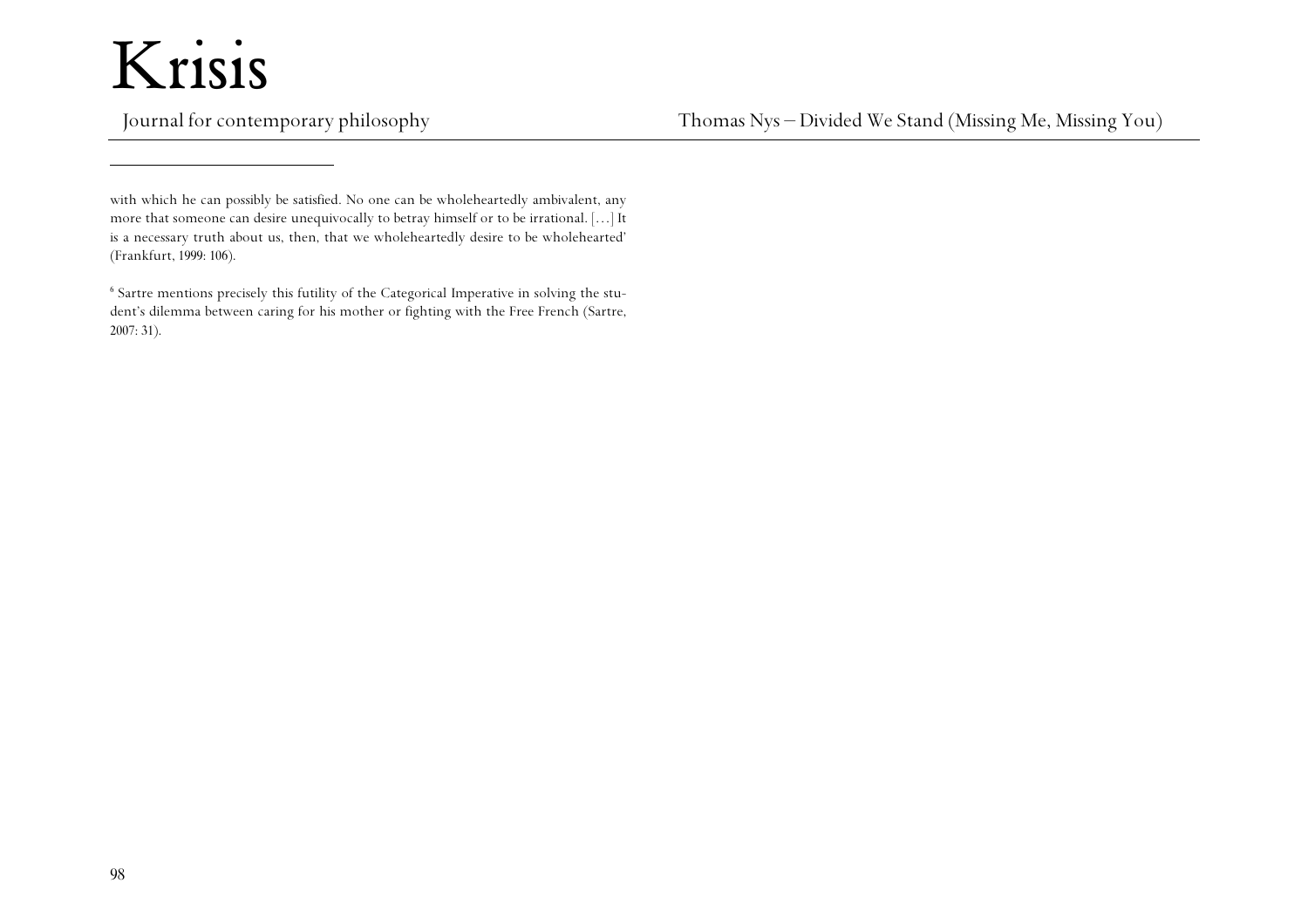with which he can possibly be satisfied. No one can be wholeheartedly ambivalent, any more that someone can desire unequivocally to betray himself or to be irrational. […] It is a necessary truth about us, then, that we wholeheartedly desire to be wholehearted' (Frankfurt, 1999: 106).

[6] Sartre mentions precisely this futility of the Categorical Imperative in solving the student's dilemma between caring for his mother or fighting with the Free French (Sartre, 2007: 31).